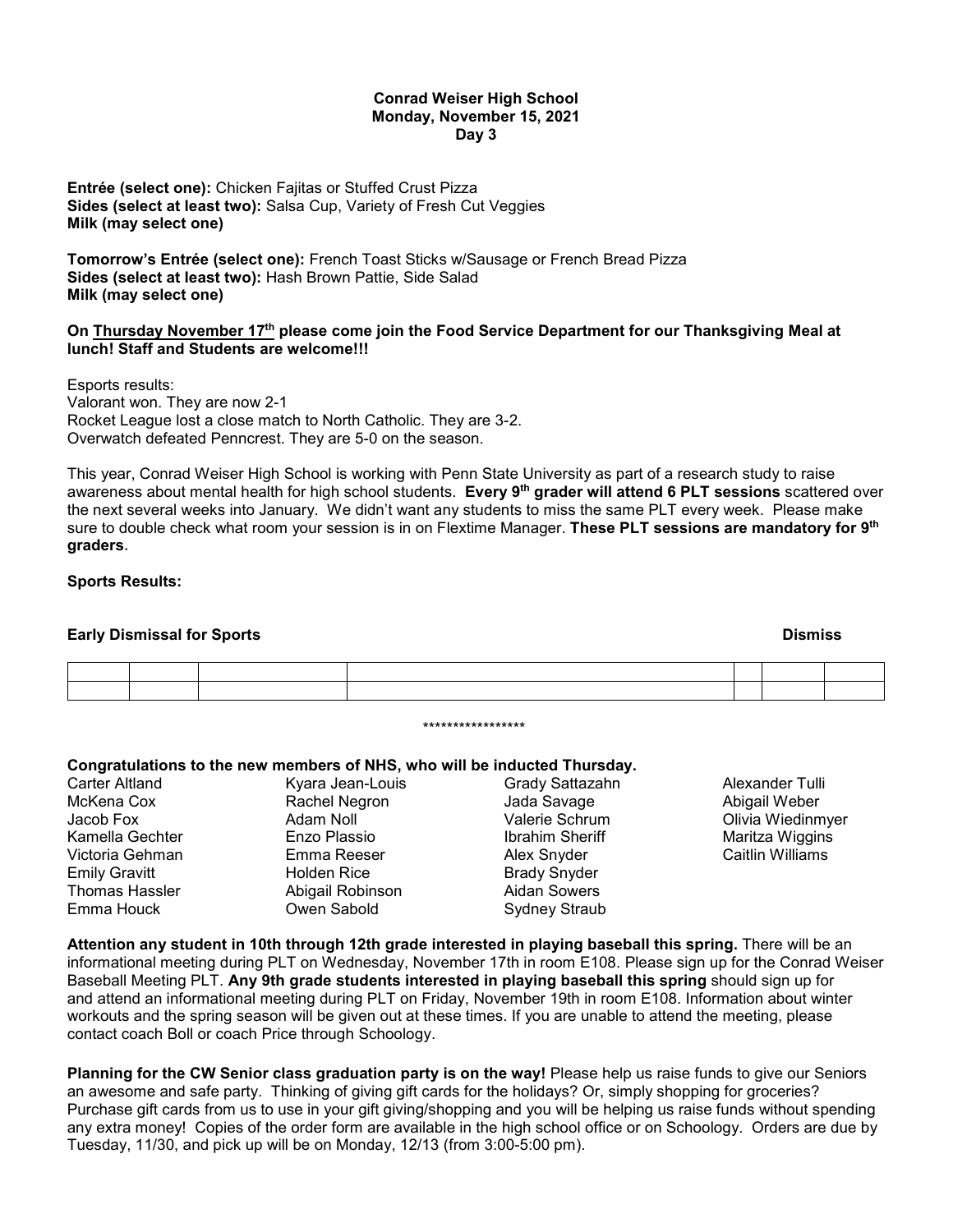**Conrad Weiser High School**
**Monday, November 15, 2021**
**Day 3**

**Entrée (select one):** Chicken Fajitas or Stuffed Crust Pizza
**Sides (select at least two):** Salsa Cup, Variety of Fresh Cut Veggies
**Milk (may select one)**

**Tomorrow's Entrée (select one):** French Toast Sticks w/Sausage or French Bread Pizza
**Sides (select at least two):** Hash Brown Pattie, Side Salad
**Milk (may select one)**

**On <u>Thursday November 17th</u> please come join the Food Service Department for our Thanksgiving Meal at lunch! Staff and Students are welcome!!!**

Esports results:
Valorant won. They are now 2-1
Rocket League lost a close match to North Catholic. They are 3-2.
Overwatch defeated Penncrest. They are 5-0 on the season.

This year, Conrad Weiser High School is working with Penn State University as part of a research study to raise awareness about mental health for high school students. **Every 9th grader will attend 6 PLT sessions** scattered over the next several weeks into January. We didn't want any students to miss the same PLT every week. Please make sure to double check what room your session is in on Flextime Manager. **These PLT sessions are mandatory for 9th graders.**

**Sports Results:**

**Early Dismissal for Sports** **Dismiss**

| | | | | | | |
|---|---|---|---|---|---|---|
| | | | | | | |
| | | | | | | |

*****************

**Congratulations to the new members of NHS, who will be inducted Thursday.**

Carter Altland
McKena Cox
Jacob Fox
Kamella Gechter
Victoria Gehman
Emily Gravitt
Thomas Hassler
Emma Houck
Kyara Jean-Louis
Rachel Negron
Adam Noll
Enzo Plassio
Emma Reeser
Holden Rice
Abigail Robinson
Owen Sabold
Grady Sattazahn
Jada Savage
Valerie Schrum
Ibrahim Sheriff
Alex Snyder
Brady Snyder
Aidan Sowers
Sydney Straub
Alexander Tulli
Abigail Weber
Olivia Wiedinmyer
Maritza Wiggins
Caitlin Williams

**Attention any student in 10th through 12th grade interested in playing baseball this spring.** There will be an informational meeting during PLT on Wednesday, November 17th in room E108. Please sign up for the Conrad Weiser Baseball Meeting PLT. **Any 9th grade students interested in playing baseball this spring** should sign up for and attend an informational meeting during PLT on Friday, November 19th in room E108. Information about winter workouts and the spring season will be given out at these times. If you are unable to attend the meeting, please contact coach Boll or coach Price through Schoology.

**Planning for the CW Senior class graduation party is on the way!** Please help us raise funds to give our Seniors an awesome and safe party. Thinking of giving gift cards for the holidays? Or, simply shopping for groceries? Purchase gift cards from us to use in your gift giving/shopping and you will be helping us raise funds without spending any extra money! Copies of the order form are available in the high school office or on Schoology. Orders are due by Tuesday, 11/30, and pick up will be on Monday, 12/13 (from 3:00-5:00 pm).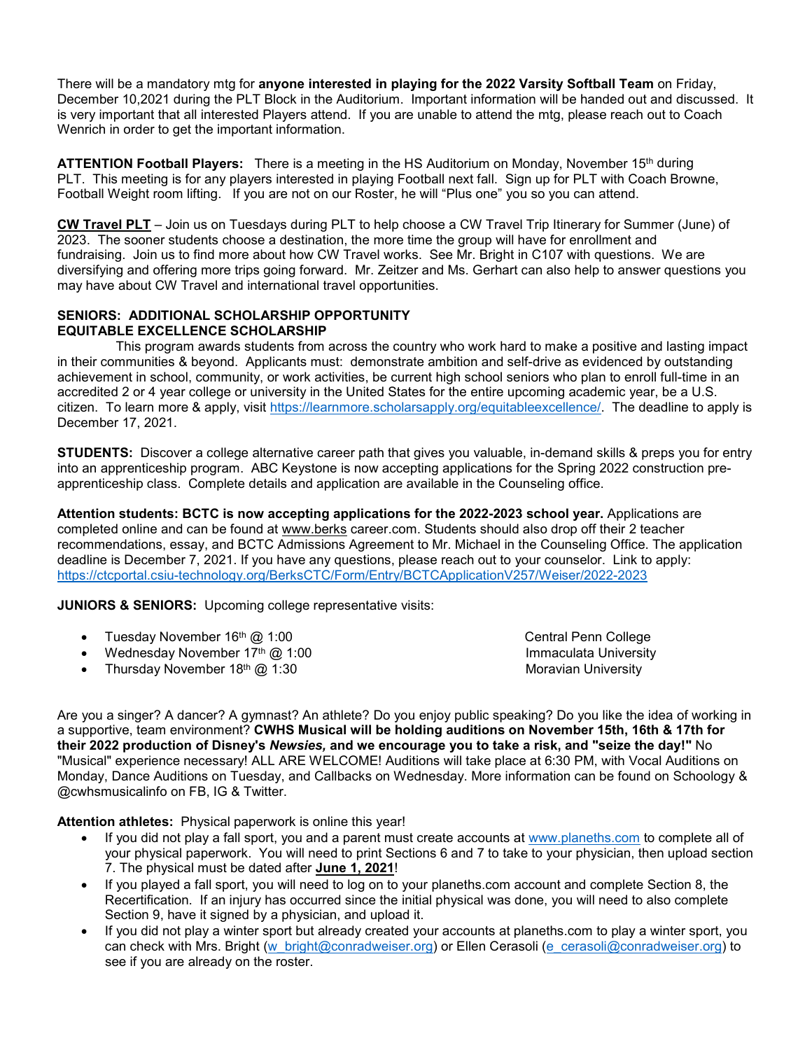There will be a mandatory mtg for **anyone interested in playing for the 2022 Varsity Softball Team** on Friday, December 10,2021 during the PLT Block in the Auditorium. Important information will be handed out and discussed. It is very important that all interested Players attend. If you are unable to attend the mtg, please reach out to Coach Wenrich in order to get the important information.

**ATTENTION Football Players:** There is a meeting in the HS Auditorium on Monday, November 15th during PLT. This meeting is for any players interested in playing Football next fall. Sign up for PLT with Coach Browne, Football Weight room lifting. If you are not on our Roster, he will "Plus one" you so you can attend.

**CW Travel PLT** – Join us on Tuesdays during PLT to help choose a CW Travel Trip Itinerary for Summer (June) of 2023. The sooner students choose a destination, the more time the group will have for enrollment and fundraising. Join us to find more about how CW Travel works. See Mr. Bright in C107 with questions. We are diversifying and offering more trips going forward. Mr. Zeitzer and Ms. Gerhart can also help to answer questions you may have about CW Travel and international travel opportunities.

**SENIORS: ADDITIONAL SCHOLARSHIP OPPORTUNITY**
**EQUITABLE EXCELLENCE SCHOLARSHIP**

This program awards students from across the country who work hard to make a positive and lasting impact in their communities & beyond. Applicants must: demonstrate ambition and self-drive as evidenced by outstanding achievement in school, community, or work activities, be current high school seniors who plan to enroll full-time in an accredited 2 or 4 year college or university in the United States for the entire upcoming academic year, be a U.S. citizen. To learn more & apply, visit https://learnmore.scholarsapply.org/equitableexcellence/. The deadline to apply is December 17, 2021.

**STUDENTS:** Discover a college alternative career path that gives you valuable, in-demand skills & preps you for entry into an apprenticeship program. ABC Keystone is now accepting applications for the Spring 2022 construction pre-apprenticeship class. Complete details and application are available in the Counseling office.

**Attention students: BCTC is now accepting applications for the 2022-2023 school year.** Applications are completed online and can be found at www.berks career.com. Students should also drop off their 2 teacher recommendations, essay, and BCTC Admissions Agreement to Mr. Michael in the Counseling Office. The application deadline is December 7, 2021. If you have any questions, please reach out to your counselor. Link to apply: https://ctcportal.csiu-technology.org/BerksCTC/Form/Entry/BCTCApplicationV257/Weiser/2022-2023

**JUNIORS & SENIORS:** Upcoming college representative visits:

- Tuesday November 16th @ 1:00 — Central Penn College
- Wednesday November 17th @ 1:00 — Immaculata University
- Thursday November 18th @ 1:30 — Moravian University

Are you a singer? A dancer? A gymnast? An athlete? Do you enjoy public speaking? Do you like the idea of working in a supportive, team environment? **CWHS Musical will be holding auditions on November 15th, 16th & 17th for their 2022 production of Disney's *Newsies,* and we encourage you to take a risk, and "seize the day!"** No "Musical" experience necessary! ALL ARE WELCOME! Auditions will take place at 6:30 PM, with Vocal Auditions on Monday, Dance Auditions on Tuesday, and Callbacks on Wednesday. More information can be found on Schoology & @cwhsmusicalinfo on FB, IG & Twitter.

**Attention athletes:** Physical paperwork is online this year!

- If you did not play a fall sport, you and a parent must create accounts at www.planeths.com to complete all of your physical paperwork. You will need to print Sections 6 and 7 to take to your physician, then upload section 7. The physical must be dated after **June 1, 2021**!
- If you played a fall sport, you will need to log on to your planeths.com account and complete Section 8, the Recertification. If an injury has occurred since the initial physical was done, you will need to also complete Section 9, have it signed by a physician, and upload it.
- If you did not play a winter sport but already created your accounts at planeths.com to play a winter sport, you can check with Mrs. Bright (w_bright@conradweiser.org) or Ellen Cerasoli (e_cerasoli@conradweiser.org) to see if you are already on the roster.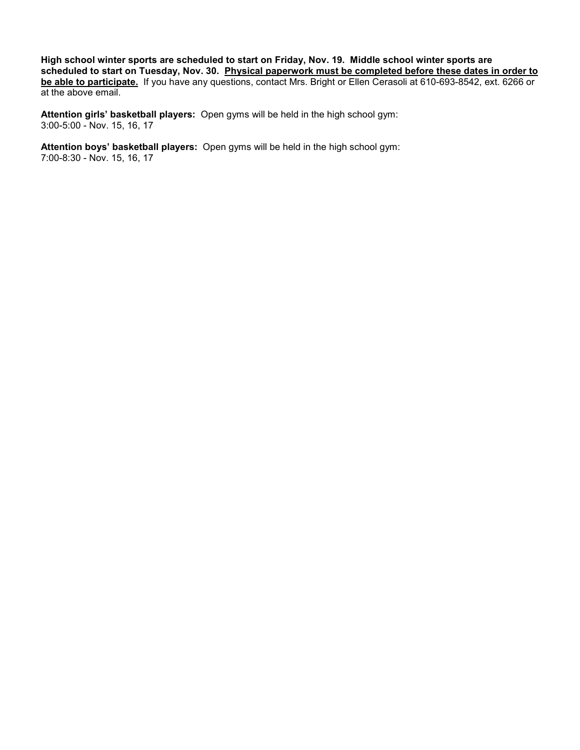**High school winter sports are scheduled to start on Friday, Nov. 19. Middle school winter sports are scheduled to start on Tuesday, Nov. 30. <u>Physical paperwork must be completed before these dates in order to be able to participate.</u>** If you have any questions, contact Mrs. Bright or Ellen Cerasoli at 610-693-8542, ext. 6266 or at the above email.

**Attention girls' basketball players:** Open gyms will be held in the high school gym:
3:00-5:00 - Nov. 15, 16, 17

**Attention boys' basketball players:** Open gyms will be held in the high school gym:
7:00-8:30 - Nov. 15, 16, 17